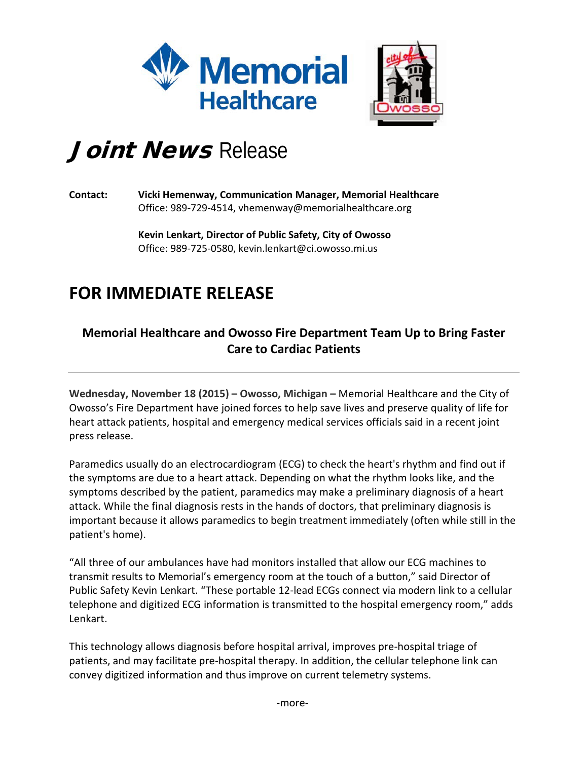# *Joint News* Release

**Contact:** **Vicki Hemenway, Communication Manager, Memorial Healthcare**
Office: 989-729-4514, vhemenway@memorialhealthcare.org

**Kevin Lenkart, Director of Public Safety, City of Owosso**
Office: 989-725-0580, kevin.lenkart@ci.owosso.mi.us

## FOR IMMEDIATE RELEASE

### Memorial Healthcare and Owosso Fire Department Team Up to Bring Faster Care to Cardiac Patients

---

**Wednesday, November 18 (2015) – Owosso, Michigan –** Memorial Healthcare and the City of Owosso's Fire Department have joined forces to help save lives and preserve quality of life for heart attack patients, hospital and emergency medical services officials said in a recent joint press release.

Paramedics usually do an electrocardiogram (ECG) to check the heart's rhythm and find out if the symptoms are due to a heart attack. Depending on what the rhythm looks like, and the symptoms described by the patient, paramedics may make a preliminary diagnosis of a heart attack. While the final diagnosis rests in the hands of doctors, that preliminary diagnosis is important because it allows paramedics to begin treatment immediately (often while still in the patient's home).

"All three of our ambulances have had monitors installed that allow our ECG machines to transmit results to Memorial's emergency room at the touch of a button," said Director of Public Safety Kevin Lenkart. "These portable 12-lead ECGs connect via modern link to a cellular telephone and digitized ECG information is transmitted to the hospital emergency room," adds Lenkart.

This technology allows diagnosis before hospital arrival, improves pre-hospital triage of patients, and may facilitate pre-hospital therapy. In addition, the cellular telephone link can convey digitized information and thus improve on current telemetry systems.

-more-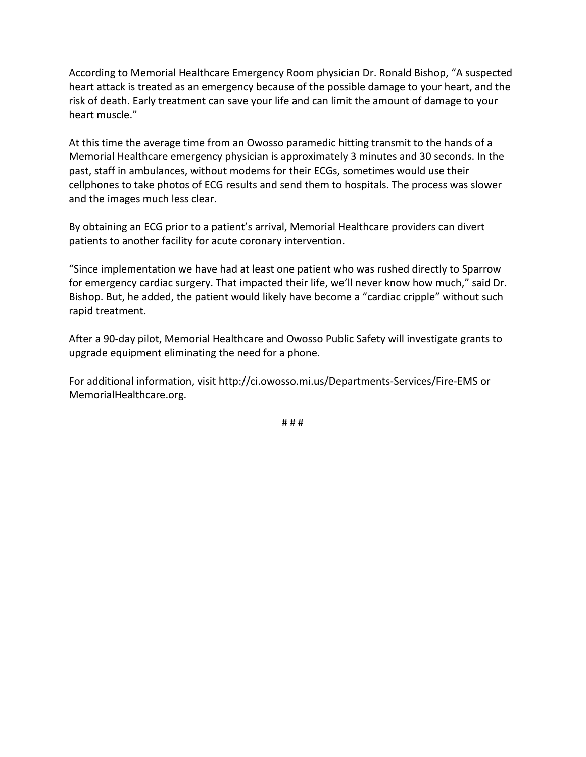According to Memorial Healthcare Emergency Room physician Dr. Ronald Bishop, "A suspected heart attack is treated as an emergency because of the possible damage to your heart, and the risk of death. Early treatment can save your life and can limit the amount of damage to your heart muscle."

At this time the average time from an Owosso paramedic hitting transmit to the hands of a Memorial Healthcare emergency physician is approximately 3 minutes and 30 seconds. In the past, staff in ambulances, without modems for their ECGs, sometimes would use their cellphones to take photos of ECG results and send them to hospitals. The process was slower and the images much less clear.

By obtaining an ECG prior to a patient's arrival, Memorial Healthcare providers can divert patients to another facility for acute coronary intervention.

"Since implementation we have had at least one patient who was rushed directly to Sparrow for emergency cardiac surgery. That impacted their life, we'll never know how much," said Dr. Bishop. But, he added, the patient would likely have become a "cardiac cripple" without such rapid treatment.

After a 90-day pilot, Memorial Healthcare and Owosso Public Safety will investigate grants to upgrade equipment eliminating the need for a phone.

For additional information, visit http://ci.owosso.mi.us/Departments-Services/Fire-EMS or MemorialHealthcare.org.

# # #